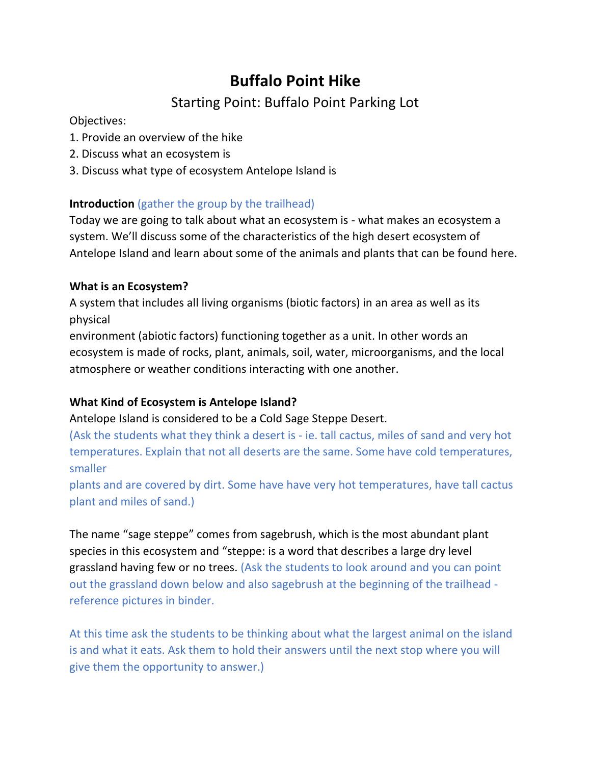# Buffalo Point Hike

## Starting Point: Buffalo Point Parking Lot

Objectives:

1. Provide an overview of the hike
2. Discuss what an ecosystem is
3. Discuss what type of ecosystem Antelope Island is

**Introduction** (gather the group by the trailhead)

Today we are going to talk about what an ecosystem is - what makes an ecosystem a system. We'll discuss some of the characteristics of the high desert ecosystem of Antelope Island and learn about some of the animals and plants that can be found here.

**What is an Ecosystem?**

A system that includes all living organisms (biotic factors) in an area as well as its physical environment (abiotic factors) functioning together as a unit. In other words an ecosystem is made of rocks, plant, animals, soil, water, microorganisms, and the local atmosphere or weather conditions interacting with one another.

**What Kind of Ecosystem is Antelope Island?**

Antelope Island is considered to be a Cold Sage Steppe Desert.

(Ask the students what they think a desert is - ie. tall cactus, miles of sand and very hot temperatures. Explain that not all deserts are the same. Some have cold temperatures, smaller plants and are covered by dirt. Some have have very hot temperatures, have tall cactus plant and miles of sand.)

The name "sage steppe" comes from sagebrush, which is the most abundant plant species in this ecosystem and "steppe: is a word that describes a large dry level grassland having few or no trees. (Ask the students to look around and you can point out the grassland down below and also sagebrush at the beginning of the trailhead - reference pictures in binder.

At this time ask the students to be thinking about what the largest animal on the island is and what it eats. Ask them to hold their answers until the next stop where you will give them the opportunity to answer.)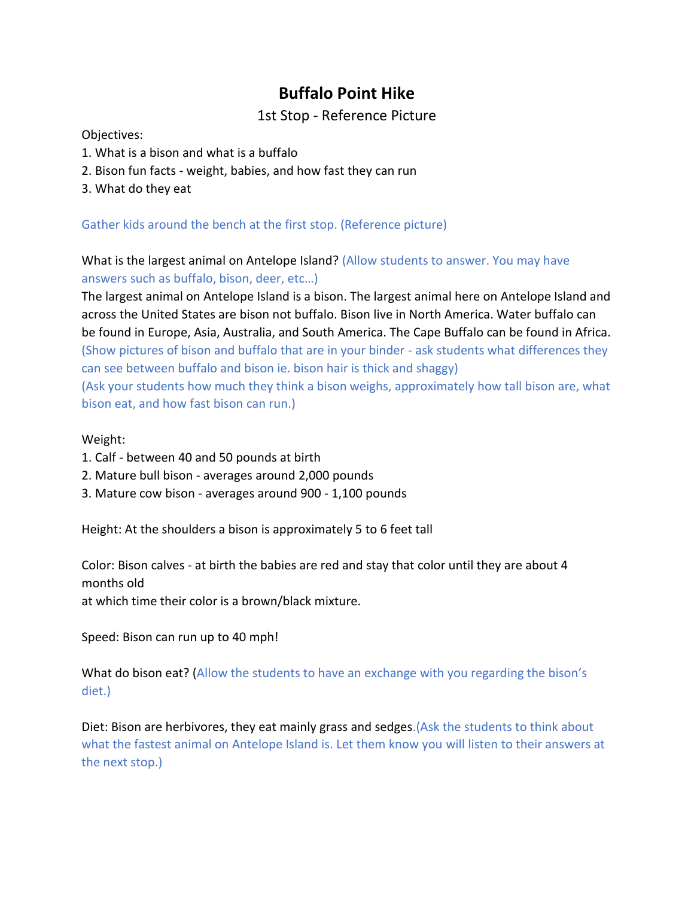# Buffalo Point Hike

1st Stop - Reference Picture

Objectives:

1. What is a bison and what is a buffalo
2. Bison fun facts - weight, babies, and how fast they can run
3. What do they eat

Gather kids around the bench at the first stop. (Reference picture)

What is the largest animal on Antelope Island? (Allow students to answer. You may have answers such as buffalo, bison, deer, etc…)

The largest animal on Antelope Island is a bison. The largest animal here on Antelope Island and across the United States are bison not buffalo. Bison live in North America. Water buffalo can be found in Europe, Asia, Australia, and South America. The Cape Buffalo can be found in Africa. (Show pictures of bison and buffalo that are in your binder - ask students what differences they can see between buffalo and bison ie. bison hair is thick and shaggy)

(Ask your students how much they think a bison weighs, approximately how tall bison are, what bison eat, and how fast bison can run.)

Weight:

1. Calf - between 40 and 50 pounds at birth
2. Mature bull bison - averages around 2,000 pounds
3. Mature cow bison - averages around 900 - 1,100 pounds

Height: At the shoulders a bison is approximately 5 to 6 feet tall

Color: Bison calves - at birth the babies are red and stay that color until they are about 4 months old
at which time their color is a brown/black mixture.

Speed: Bison can run up to 40 mph!

What do bison eat? (Allow the students to have an exchange with you regarding the bison's diet.)

Diet: Bison are herbivores, they eat mainly grass and sedges.(Ask the students to think about what the fastest animal on Antelope Island is. Let them know you will listen to their answers at the next stop.)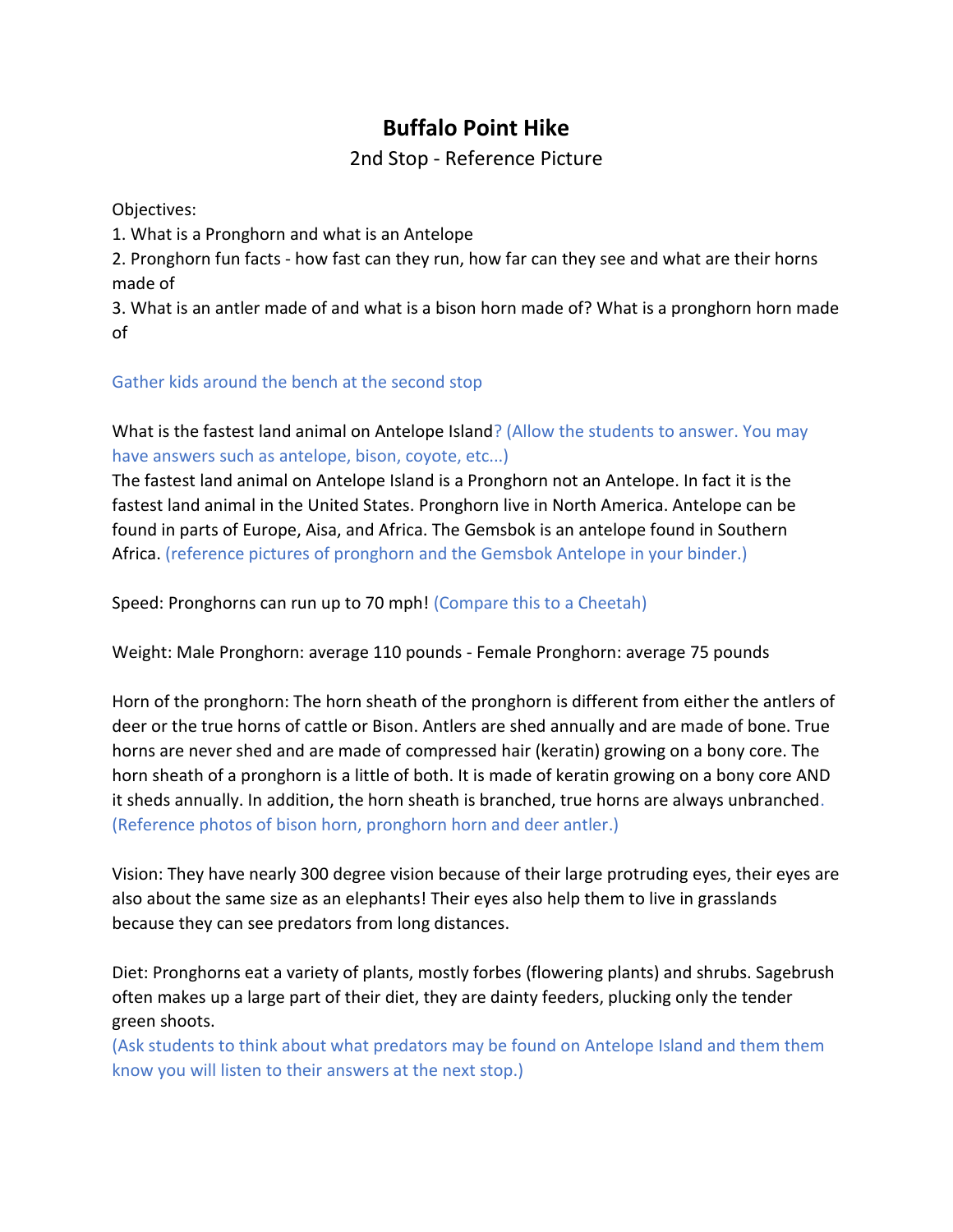# Buffalo Point Hike

2nd Stop - Reference Picture

Objectives:

1. What is a Pronghorn and what is an Antelope
2. Pronghorn fun facts - how fast can they run, how far can they see and what are their horns made of
3. What is an antler made of and what is a bison horn made of? What is a pronghorn horn made of

Gather kids around the bench at the second stop

What is the fastest land animal on Antelope Island? (Allow the students to answer. You may have answers such as antelope, bison, coyote, etc...)

The fastest land animal on Antelope Island is a Pronghorn not an Antelope. In fact it is the fastest land animal in the United States. Pronghorn live in North America. Antelope can be found in parts of Europe, Aisa, and Africa. The Gemsbok is an antelope found in Southern Africa. (reference pictures of pronghorn and the Gemsbok Antelope in your binder.)

Speed: Pronghorns can run up to 70 mph! (Compare this to a Cheetah)

Weight: Male Pronghorn: average 110 pounds - Female Pronghorn: average 75 pounds

Horn of the pronghorn: The horn sheath of the pronghorn is different from either the antlers of deer or the true horns of cattle or Bison. Antlers are shed annually and are made of bone. True horns are never shed and are made of compressed hair (keratin) growing on a bony core. The horn sheath of a pronghorn is a little of both. It is made of keratin growing on a bony core AND it sheds annually. In addition, the horn sheath is branched, true horns are always unbranched. (Reference photos of bison horn, pronghorn horn and deer antler.)

Vision: They have nearly 300 degree vision because of their large protruding eyes, their eyes are also about the same size as an elephants! Their eyes also help them to live in grasslands because they can see predators from long distances.

Diet: Pronghorns eat a variety of plants, mostly forbes (flowering plants) and shrubs. Sagebrush often makes up a large part of their diet, they are dainty feeders, plucking only the tender green shoots.

(Ask students to think about what predators may be found on Antelope Island and them them know you will listen to their answers at the next stop.)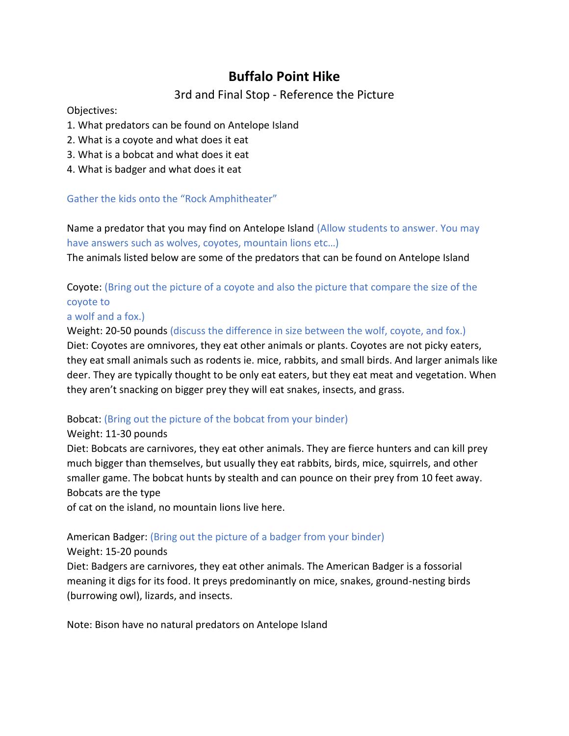# Buffalo Point Hike

## 3rd and Final Stop - Reference the Picture

Objectives:

1. What predators can be found on Antelope Island
2. What is a coyote and what does it eat
3. What is a bobcat and what does it eat
4. What is badger and what does it eat

Gather the kids onto the "Rock Amphitheater"

Name a predator that you may find on Antelope Island (Allow students to answer. You may have answers such as wolves, coyotes, mountain lions etc…)

The animals listed below are some of the predators that can be found on Antelope Island

Coyote: (Bring out the picture of a coyote and also the picture that compare the size of the coyote to a wolf and a fox.)

Weight: 20-50 pounds (discuss the difference in size between the wolf, coyote, and fox.)

Diet: Coyotes are omnivores, they eat other animals or plants. Coyotes are not picky eaters, they eat small animals such as rodents ie. mice, rabbits, and small birds. And larger animals like deer. They are typically thought to be only eat eaters, but they eat meat and vegetation. When they aren't snacking on bigger prey they will eat snakes, insects, and grass.

Bobcat: (Bring out the picture of the bobcat from your binder)

Weight: 11-30 pounds

Diet: Bobcats are carnivores, they eat other animals. They are fierce hunters and can kill prey much bigger than themselves, but usually they eat rabbits, birds, mice, squirrels, and other smaller game. The bobcat hunts by stealth and can pounce on their prey from 10 feet away. Bobcats are the type of cat on the island, no mountain lions live here.

American Badger: (Bring out the picture of a badger from your binder)

Weight: 15-20 pounds

Diet: Badgers are carnivores, they eat other animals. The American Badger is a fossorial meaning it digs for its food. It preys predominantly on mice, snakes, ground-nesting birds (burrowing owl), lizards, and insects.

Note: Bison have no natural predators on Antelope Island